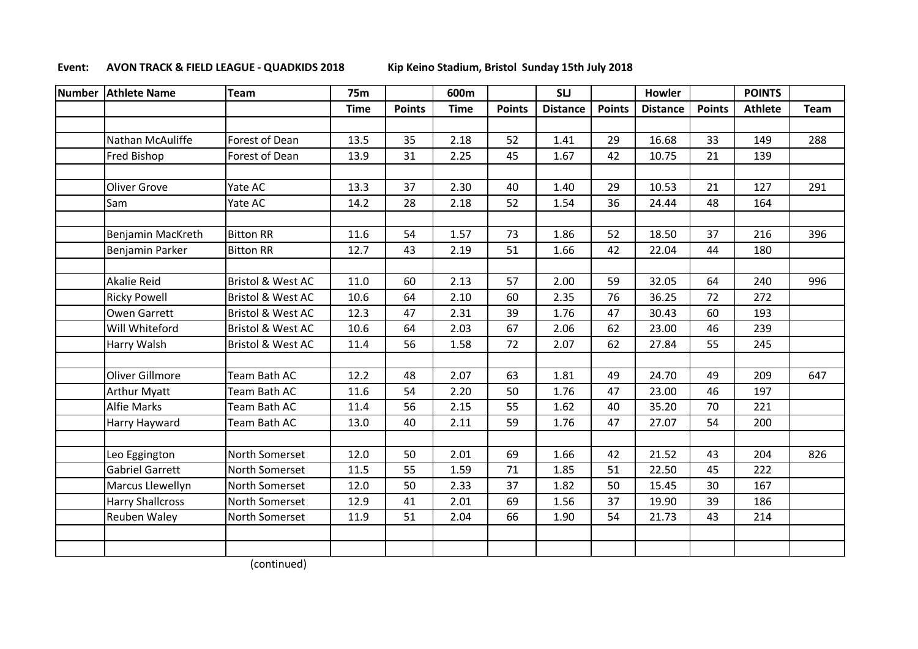**Event: AVON TRACK & FIELD LEAGUE - QUADKIDS 2018** Kip Keino Stadium, Bristol Sunday 15th July 2018

| Number | Athlete Name | Team | 75m | | 600m | | SLJ | | Howler | | POINTS | |
|---|---|---|---|---|---|---|---|---|---|---|---|---|
| | | | Time | Points | Time | Points | Distance | Points | Distance | Points | Athlete | Team |
| | | | | | | | | | | | | |
| | Nathan McAuliffe | Forest of Dean | 13.5 | 35 | 2.18 | 52 | 1.41 | 29 | 16.68 | 33 | 149 | 288 |
| | Fred Bishop | Forest of Dean | 13.9 | 31 | 2.25 | 45 | 1.67 | 42 | 10.75 | 21 | 139 | |
| | | | | | | | | | | | | |
| | Oliver Grove | Yate AC | 13.3 | 37 | 2.30 | 40 | 1.40 | 29 | 10.53 | 21 | 127 | 291 |
| | Sam | Yate AC | 14.2 | 28 | 2.18 | 52 | 1.54 | 36 | 24.44 | 48 | 164 | |
| | | | | | | | | | | | | |
| | Benjamin MacKreth | Bitton RR | 11.6 | 54 | 1.57 | 73 | 1.86 | 52 | 18.50 | 37 | 216 | 396 |
| | Benjamin Parker | Bitton RR | 12.7 | 43 | 2.19 | 51 | 1.66 | 42 | 22.04 | 44 | 180 | |
| | | | | | | | | | | | | |
| | Akalie Reid | Bristol & West AC | 11.0 | 60 | 2.13 | 57 | 2.00 | 59 | 32.05 | 64 | 240 | 996 |
| | Ricky Powell | Bristol & West AC | 10.6 | 64 | 2.10 | 60 | 2.35 | 76 | 36.25 | 72 | 272 | |
| | Owen Garrett | Bristol & West AC | 12.3 | 47 | 2.31 | 39 | 1.76 | 47 | 30.43 | 60 | 193 | |
| | Will Whiteford | Bristol & West AC | 10.6 | 64 | 2.03 | 67 | 2.06 | 62 | 23.00 | 46 | 239 | |
| | Harry Walsh | Bristol & West AC | 11.4 | 56 | 1.58 | 72 | 2.07 | 62 | 27.84 | 55 | 245 | |
| | | | | | | | | | | | | |
| | Oliver Gillmore | Team Bath AC | 12.2 | 48 | 2.07 | 63 | 1.81 | 49 | 24.70 | 49 | 209 | 647 |
| | Arthur Myatt | Team Bath AC | 11.6 | 54 | 2.20 | 50 | 1.76 | 47 | 23.00 | 46 | 197 | |
| | Alfie Marks | Team Bath AC | 11.4 | 56 | 2.15 | 55 | 1.62 | 40 | 35.20 | 70 | 221 | |
| | Harry Hayward | Team Bath AC | 13.0 | 40 | 2.11 | 59 | 1.76 | 47 | 27.07 | 54 | 200 | |
| | | | | | | | | | | | | |
| | Leo Eggington | North Somerset | 12.0 | 50 | 2.01 | 69 | 1.66 | 42 | 21.52 | 43 | 204 | 826 |
| | Gabriel Garrett | North Somerset | 11.5 | 55 | 1.59 | 71 | 1.85 | 51 | 22.50 | 45 | 222 | |
| | Marcus Llewellyn | North Somerset | 12.0 | 50 | 2.33 | 37 | 1.82 | 50 | 15.45 | 30 | 167 | |
| | Harry Shallcross | North Somerset | 12.9 | 41 | 2.01 | 69 | 1.56 | 37 | 19.90 | 39 | 186 | |
| | Reuben Waley | North Somerset | 11.9 | 51 | 2.04 | 66 | 1.90 | 54 | 21.73 | 43 | 214 | |
| | | | | | | | | | | | | |
| | | | | | | | | | | | | |

(continued)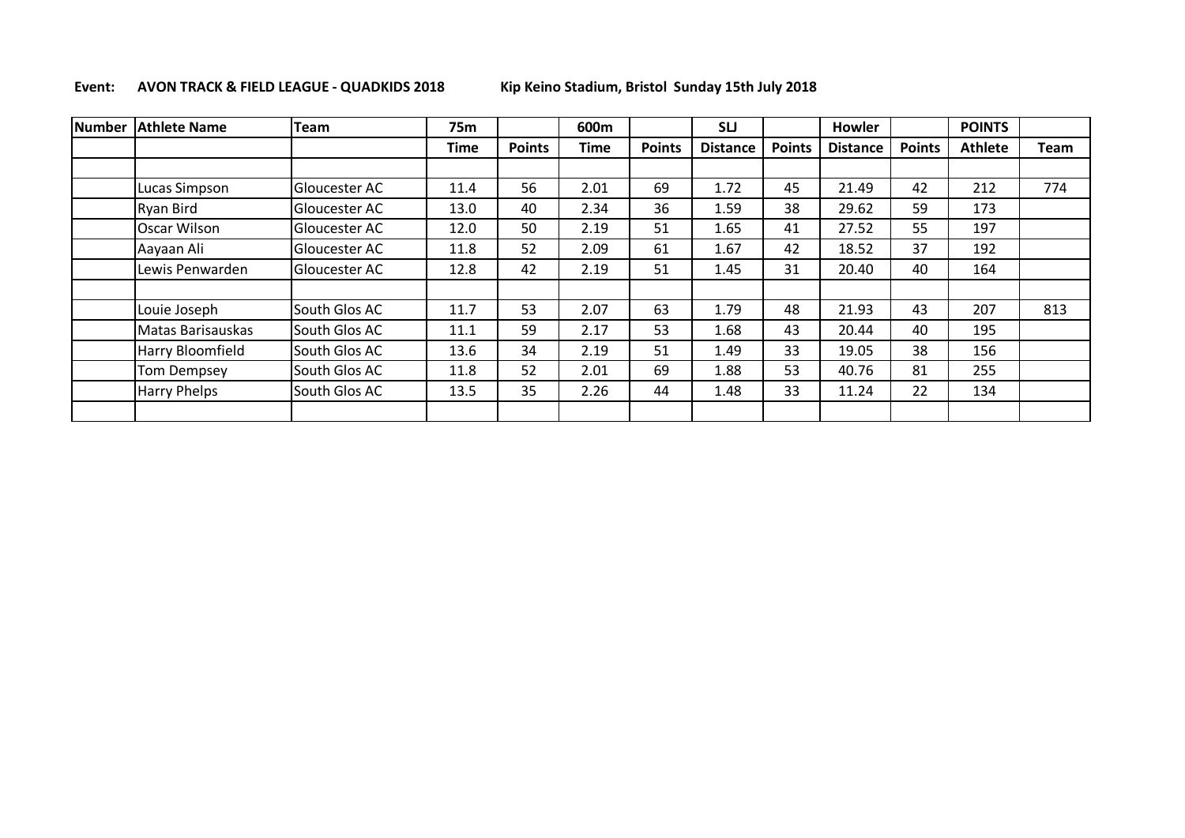**Event: AVON TRACK & FIELD LEAGUE - QUADKIDS 2018** **Kip Keino Stadium, Bristol Sunday 15th July 2018**

| Number | Athlete Name | Team | 75m | | 600m | | SLJ | | Howler | | POINTS | |
|---|---|---|---|---|---|---|---|---|---|---|---|---|
| | | | Time | Points | Time | Points | Distance | Points | Distance | Points | Athlete | Team |
| | | | | | | | | | | | | |
| | Lucas Simpson | Gloucester AC | 11.4 | 56 | 2.01 | 69 | 1.72 | 45 | 21.49 | 42 | 212 | 774 |
| | Ryan Bird | Gloucester AC | 13.0 | 40 | 2.34 | 36 | 1.59 | 38 | 29.62 | 59 | 173 | |
| | Oscar Wilson | Gloucester AC | 12.0 | 50 | 2.19 | 51 | 1.65 | 41 | 27.52 | 55 | 197 | |
| | Aayaan Ali | Gloucester AC | 11.8 | 52 | 2.09 | 61 | 1.67 | 42 | 18.52 | 37 | 192 | |
| | Lewis Penwarden | Gloucester AC | 12.8 | 42 | 2.19 | 51 | 1.45 | 31 | 20.40 | 40 | 164 | |
| | | | | | | | | | | | | |
| | Louie Joseph | South Glos AC | 11.7 | 53 | 2.07 | 63 | 1.79 | 48 | 21.93 | 43 | 207 | 813 |
| | Matas Barisauskas | South Glos AC | 11.1 | 59 | 2.17 | 53 | 1.68 | 43 | 20.44 | 40 | 195 | |
| | Harry Bloomfield | South Glos AC | 13.6 | 34 | 2.19 | 51 | 1.49 | 33 | 19.05 | 38 | 156 | |
| | Tom Dempsey | South Glos AC | 11.8 | 52 | 2.01 | 69 | 1.88 | 53 | 40.76 | 81 | 255 | |
| | Harry Phelps | South Glos AC | 13.5 | 35 | 2.26 | 44 | 1.48 | 33 | 11.24 | 22 | 134 | |
| | | | | | | | | | | | | |